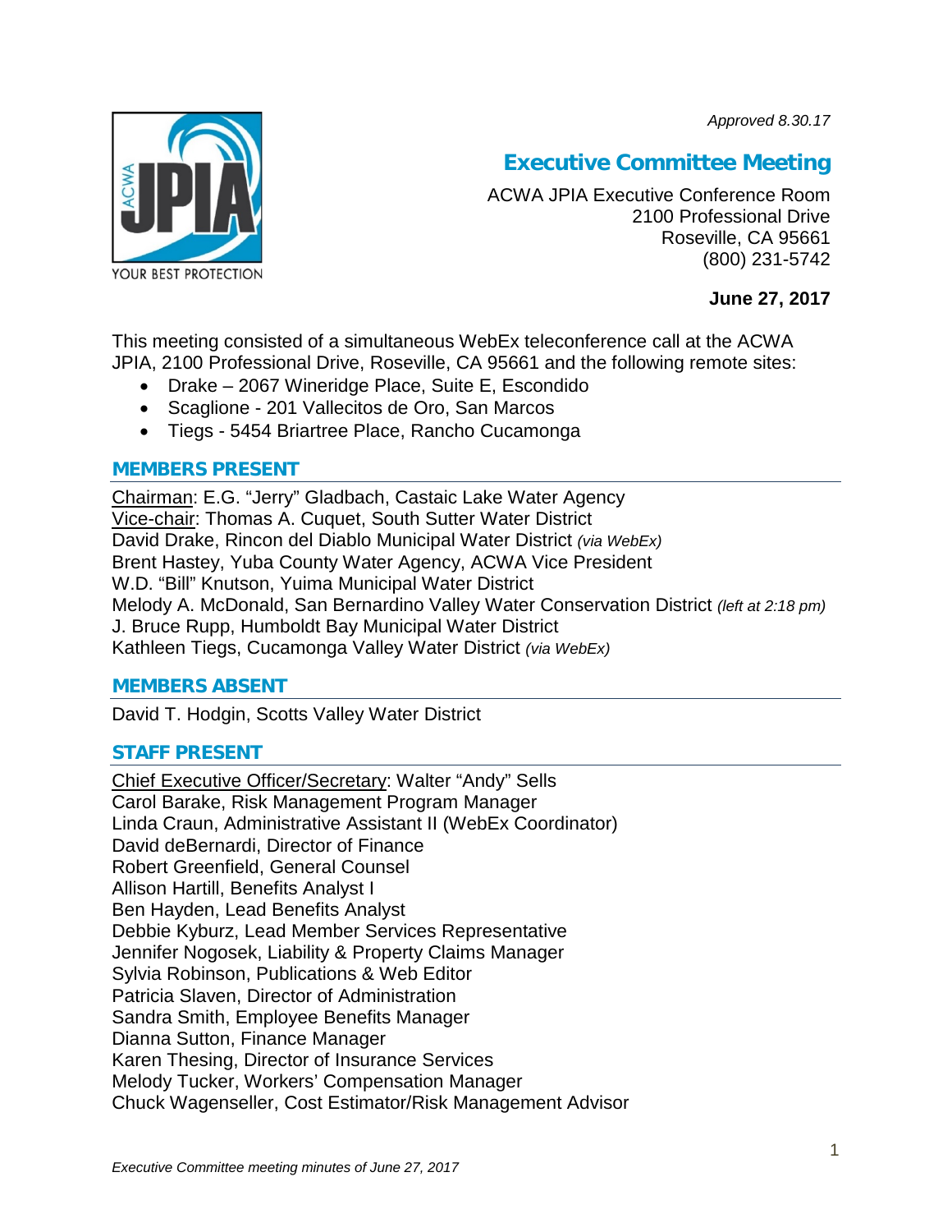*Approved 8.30.17*

# Executive Committee Meeting

ACWA JPIA Executive Conference Room
2100 Professional Drive
Roseville, CA 95661
(800) 231-5742

**June 27, 2017**

This meeting consisted of a simultaneous WebEx teleconference call at the ACWA JPIA, 2100 Professional Drive, Roseville, CA 95661 and the following remote sites:

- Drake – 2067 Wineridge Place, Suite E, Escondido
- Scaglione - 201 Vallecitos de Oro, San Marcos
- Tiegs - 5454 Briartree Place, Rancho Cucamonga

## MEMBERS PRESENT

Chairman: E.G. "Jerry" Gladbach, Castaic Lake Water Agency
Vice-chair: Thomas A. Cuquet, South Sutter Water District
David Drake, Rincon del Diablo Municipal Water District *(via WebEx)*
Brent Hastey, Yuba County Water Agency, ACWA Vice President
W.D. "Bill" Knutson, Yuima Municipal Water District
Melody A. McDonald, San Bernardino Valley Water Conservation District *(left at 2:18 pm)*
J. Bruce Rupp, Humboldt Bay Municipal Water District
Kathleen Tiegs, Cucamonga Valley Water District *(via WebEx)*

## MEMBERS ABSENT

David T. Hodgin, Scotts Valley Water District

## STAFF PRESENT

Chief Executive Officer/Secretary: Walter "Andy" Sells
Carol Barake, Risk Management Program Manager
Linda Craun, Administrative Assistant II (WebEx Coordinator)
David deBernardi, Director of Finance
Robert Greenfield, General Counsel
Allison Hartill, Benefits Analyst I
Ben Hayden, Lead Benefits Analyst
Debbie Kyburz, Lead Member Services Representative
Jennifer Nogosek, Liability & Property Claims Manager
Sylvia Robinson, Publications & Web Editor
Patricia Slaven, Director of Administration
Sandra Smith, Employee Benefits Manager
Dianna Sutton, Finance Manager
Karen Thesing, Director of Insurance Services
Melody Tucker, Workers' Compensation Manager
Chuck Wagenseller, Cost Estimator/Risk Management Advisor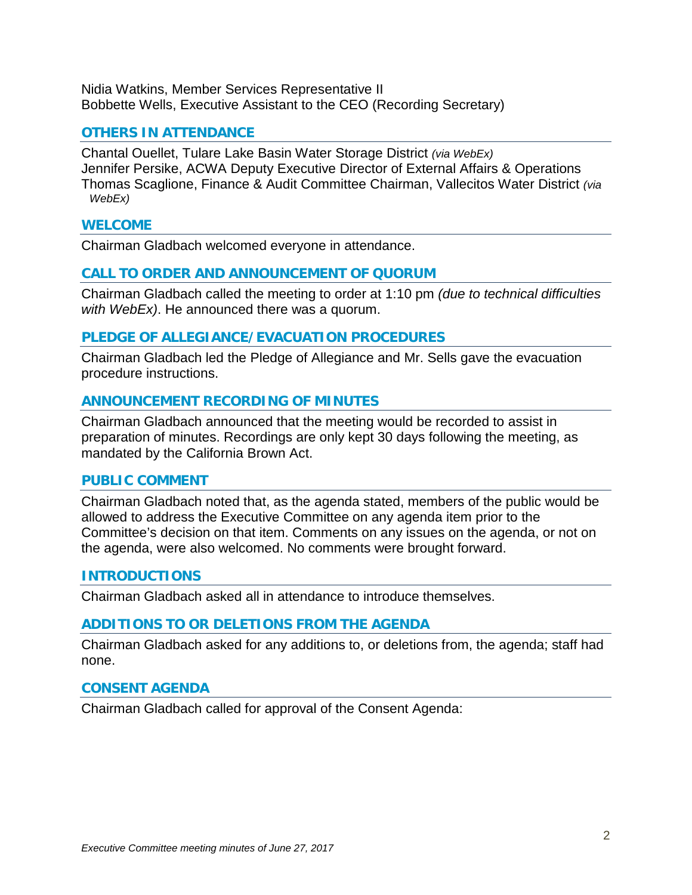Nidia Watkins, Member Services Representative II
Bobbette Wells, Executive Assistant to the CEO (Recording Secretary)

## OTHERS IN ATTENDANCE

Chantal Ouellet, Tulare Lake Basin Water Storage District *(via WebEx)*
Jennifer Persike, ACWA Deputy Executive Director of External Affairs & Operations
Thomas Scaglione, Finance & Audit Committee Chairman, Vallecitos Water District *(via WebEx)*

## WELCOME

Chairman Gladbach welcomed everyone in attendance.

## CALL TO ORDER AND ANNOUNCEMENT OF QUORUM

Chairman Gladbach called the meeting to order at 1:10 pm *(due to technical difficulties with WebEx)*. He announced there was a quorum.

## PLEDGE OF ALLEGIANCE/EVACUATION PROCEDURES

Chairman Gladbach led the Pledge of Allegiance and Mr. Sells gave the evacuation procedure instructions.

## ANNOUNCEMENT RECORDING OF MINUTES

Chairman Gladbach announced that the meeting would be recorded to assist in preparation of minutes. Recordings are only kept 30 days following the meeting, as mandated by the California Brown Act.

## PUBLIC COMMENT

Chairman Gladbach noted that, as the agenda stated, members of the public would be allowed to address the Executive Committee on any agenda item prior to the Committee's decision on that item. Comments on any issues on the agenda, or not on the agenda, were also welcomed. No comments were brought forward.

## INTRODUCTIONS

Chairman Gladbach asked all in attendance to introduce themselves.

## ADDITIONS TO OR DELETIONS FROM THE AGENDA

Chairman Gladbach asked for any additions to, or deletions from, the agenda; staff had none.

## CONSENT AGENDA

Chairman Gladbach called for approval of the Consent Agenda: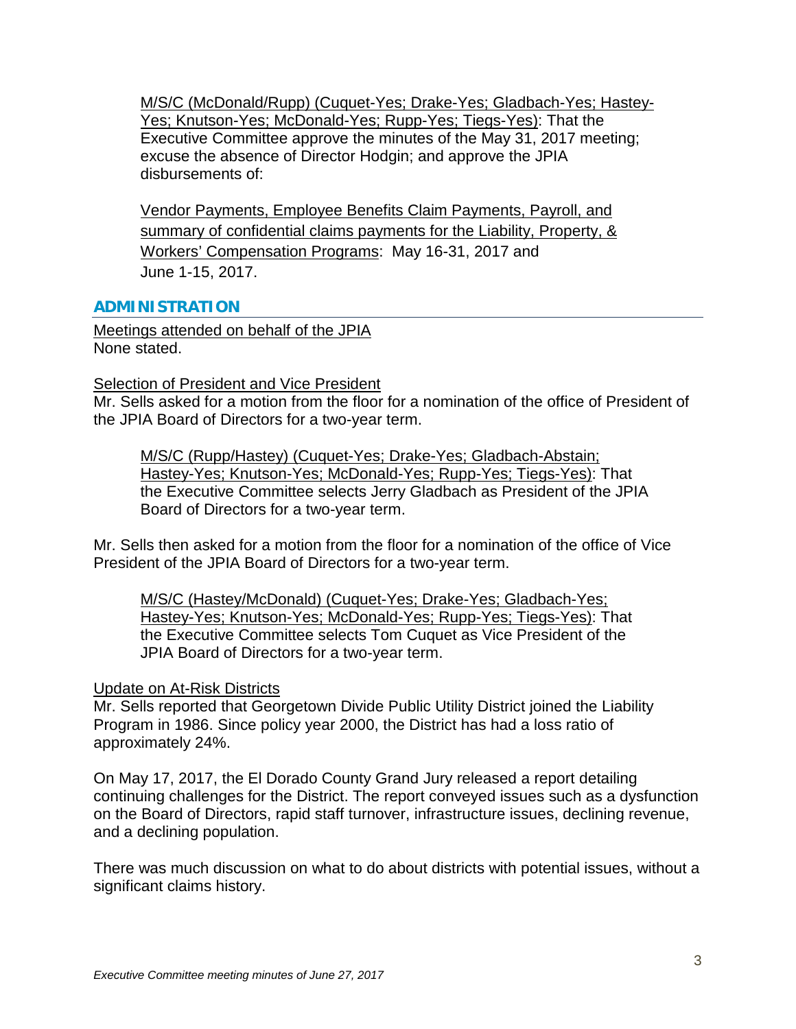M/S/C (McDonald/Rupp) (Cuquet-Yes; Drake-Yes; Gladbach-Yes; Hastey-Yes; Knutson-Yes; McDonald-Yes; Rupp-Yes; Tiegs-Yes): That the Executive Committee approve the minutes of the May 31, 2017 meeting; excuse the absence of Director Hodgin; and approve the JPIA disbursements of:

Vendor Payments, Employee Benefits Claim Payments, Payroll, and summary of confidential claims payments for the Liability, Property, & Workers' Compensation Programs: May 16-31, 2017 and June 1-15, 2017.

## ADMINISTRATION

Meetings attended on behalf of the JPIA
None stated.

Selection of President and Vice President
Mr. Sells asked for a motion from the floor for a nomination of the office of President of the JPIA Board of Directors for a two-year term.

M/S/C (Rupp/Hastey) (Cuquet-Yes; Drake-Yes; Gladbach-Abstain; Hastey-Yes; Knutson-Yes; McDonald-Yes; Rupp-Yes; Tiegs-Yes): That the Executive Committee selects Jerry Gladbach as President of the JPIA Board of Directors for a two-year term.

Mr. Sells then asked for a motion from the floor for a nomination of the office of Vice President of the JPIA Board of Directors for a two-year term.

M/S/C (Hastey/McDonald) (Cuquet-Yes; Drake-Yes; Gladbach-Yes; Hastey-Yes; Knutson-Yes; McDonald-Yes; Rupp-Yes; Tiegs-Yes): That the Executive Committee selects Tom Cuquet as Vice President of the JPIA Board of Directors for a two-year term.

Update on At-Risk Districts
Mr. Sells reported that Georgetown Divide Public Utility District joined the Liability Program in 1986. Since policy year 2000, the District has had a loss ratio of approximately 24%.

On May 17, 2017, the El Dorado County Grand Jury released a report detailing continuing challenges for the District. The report conveyed issues such as a dysfunction on the Board of Directors, rapid staff turnover, infrastructure issues, declining revenue, and a declining population.

There was much discussion on what to do about districts with potential issues, without a significant claims history.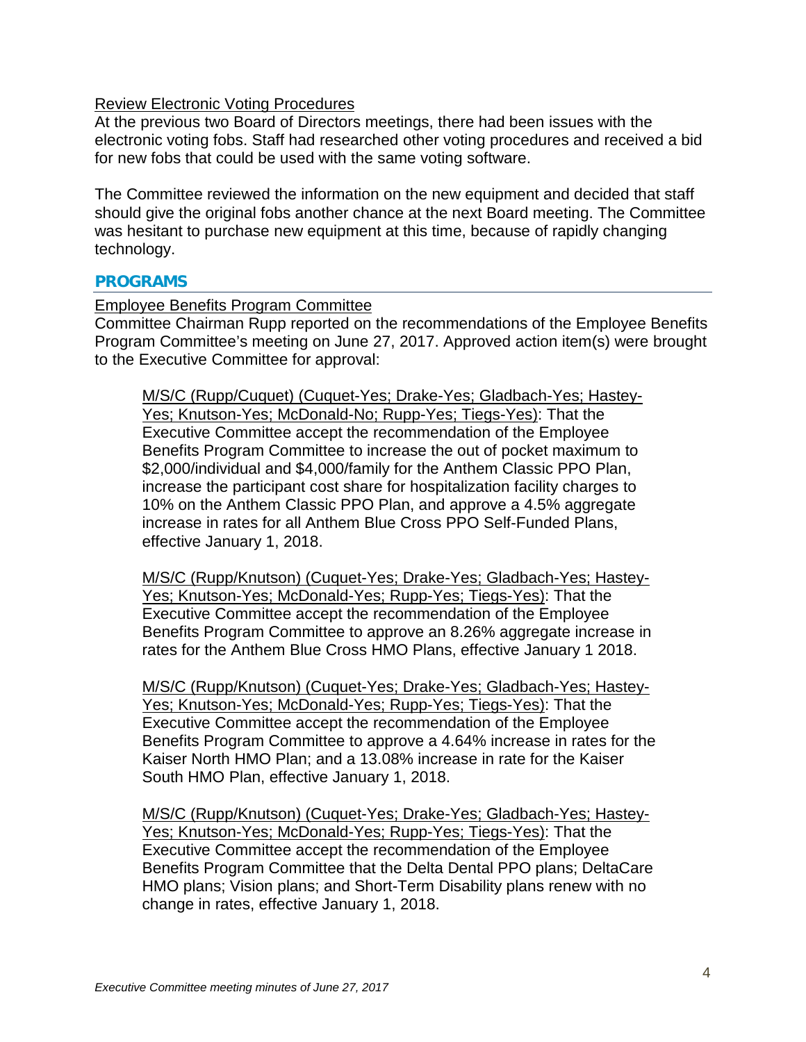Review Electronic Voting Procedures

At the previous two Board of Directors meetings, there had been issues with the electronic voting fobs. Staff had researched other voting procedures and received a bid for new fobs that could be used with the same voting software.

The Committee reviewed the information on the new equipment and decided that staff should give the original fobs another chance at the next Board meeting. The Committee was hesitant to purchase new equipment at this time, because of rapidly changing technology.

## PROGRAMS

Employee Benefits Program Committee

Committee Chairman Rupp reported on the recommendations of the Employee Benefits Program Committee's meeting on June 27, 2017. Approved action item(s) were brought to the Executive Committee for approval:

> M/S/C (Rupp/Cuquet) (Cuquet-Yes; Drake-Yes; Gladbach-Yes; Hastey-Yes; Knutson-Yes; McDonald-No; Rupp-Yes; Tiegs-Yes): That the Executive Committee accept the recommendation of the Employee Benefits Program Committee to increase the out of pocket maximum to $2,000/individual and $4,000/family for the Anthem Classic PPO Plan, increase the participant cost share for hospitalization facility charges to 10% on the Anthem Classic PPO Plan, and approve a 4.5% aggregate increase in rates for all Anthem Blue Cross PPO Self-Funded Plans, effective January 1, 2018.

> M/S/C (Rupp/Knutson) (Cuquet-Yes; Drake-Yes; Gladbach-Yes; Hastey-Yes; Knutson-Yes; McDonald-Yes; Rupp-Yes; Tiegs-Yes): That the Executive Committee accept the recommendation of the Employee Benefits Program Committee to approve an 8.26% aggregate increase in rates for the Anthem Blue Cross HMO Plans, effective January 1 2018.

> M/S/C (Rupp/Knutson) (Cuquet-Yes; Drake-Yes; Gladbach-Yes; Hastey-Yes; Knutson-Yes; McDonald-Yes; Rupp-Yes; Tiegs-Yes): That the Executive Committee accept the recommendation of the Employee Benefits Program Committee to approve a 4.64% increase in rates for the Kaiser North HMO Plan; and a 13.08% increase in rate for the Kaiser South HMO Plan, effective January 1, 2018.

> M/S/C (Rupp/Knutson) (Cuquet-Yes; Drake-Yes; Gladbach-Yes; Hastey-Yes; Knutson-Yes; McDonald-Yes; Rupp-Yes; Tiegs-Yes): That the Executive Committee accept the recommendation of the Employee Benefits Program Committee that the Delta Dental PPO plans; DeltaCare HMO plans; Vision plans; and Short-Term Disability plans renew with no change in rates, effective January 1, 2018.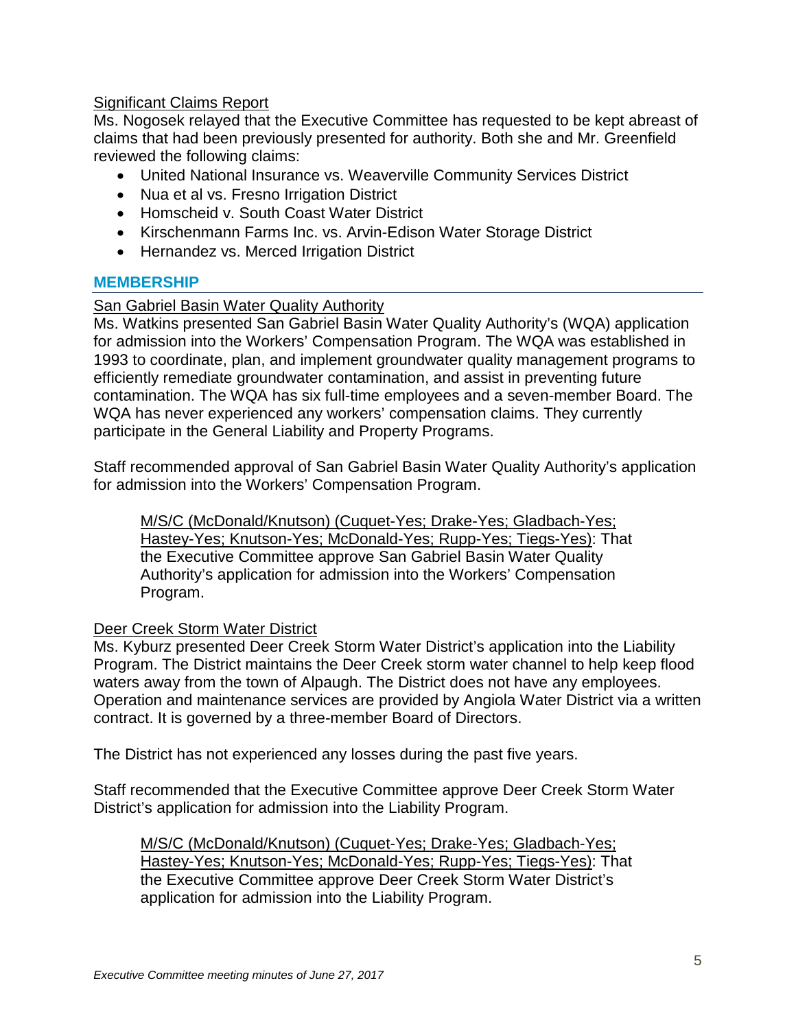Significant Claims Report

Ms. Nogosek relayed that the Executive Committee has requested to be kept abreast of claims that had been previously presented for authority. Both she and Mr. Greenfield reviewed the following claims:

- United National Insurance vs. Weaverville Community Services District
- Nua et al vs. Fresno Irrigation District
- Homscheid v. South Coast Water District
- Kirschenmann Farms Inc. vs. Arvin-Edison Water Storage District
- Hernandez vs. Merced Irrigation District

## MEMBERSHIP

San Gabriel Basin Water Quality Authority

Ms. Watkins presented San Gabriel Basin Water Quality Authority's (WQA) application for admission into the Workers' Compensation Program. The WQA was established in 1993 to coordinate, plan, and implement groundwater quality management programs to efficiently remediate groundwater contamination, and assist in preventing future contamination. The WQA has six full-time employees and a seven-member Board. The WQA has never experienced any workers' compensation claims. They currently participate in the General Liability and Property Programs.

Staff recommended approval of San Gabriel Basin Water Quality Authority's application for admission into the Workers' Compensation Program.

> M/S/C (McDonald/Knutson) (Cuquet-Yes; Drake-Yes; Gladbach-Yes; Hastey-Yes; Knutson-Yes; McDonald-Yes; Rupp-Yes; Tiegs-Yes): That the Executive Committee approve San Gabriel Basin Water Quality Authority's application for admission into the Workers' Compensation Program.

Deer Creek Storm Water District

Ms. Kyburz presented Deer Creek Storm Water District's application into the Liability Program. The District maintains the Deer Creek storm water channel to help keep flood waters away from the town of Alpaugh. The District does not have any employees. Operation and maintenance services are provided by Angiola Water District via a written contract. It is governed by a three-member Board of Directors.

The District has not experienced any losses during the past five years.

Staff recommended that the Executive Committee approve Deer Creek Storm Water District's application for admission into the Liability Program.

> M/S/C (McDonald/Knutson) (Cuquet-Yes; Drake-Yes; Gladbach-Yes; Hastey-Yes; Knutson-Yes; McDonald-Yes; Rupp-Yes; Tiegs-Yes): That the Executive Committee approve Deer Creek Storm Water District's application for admission into the Liability Program.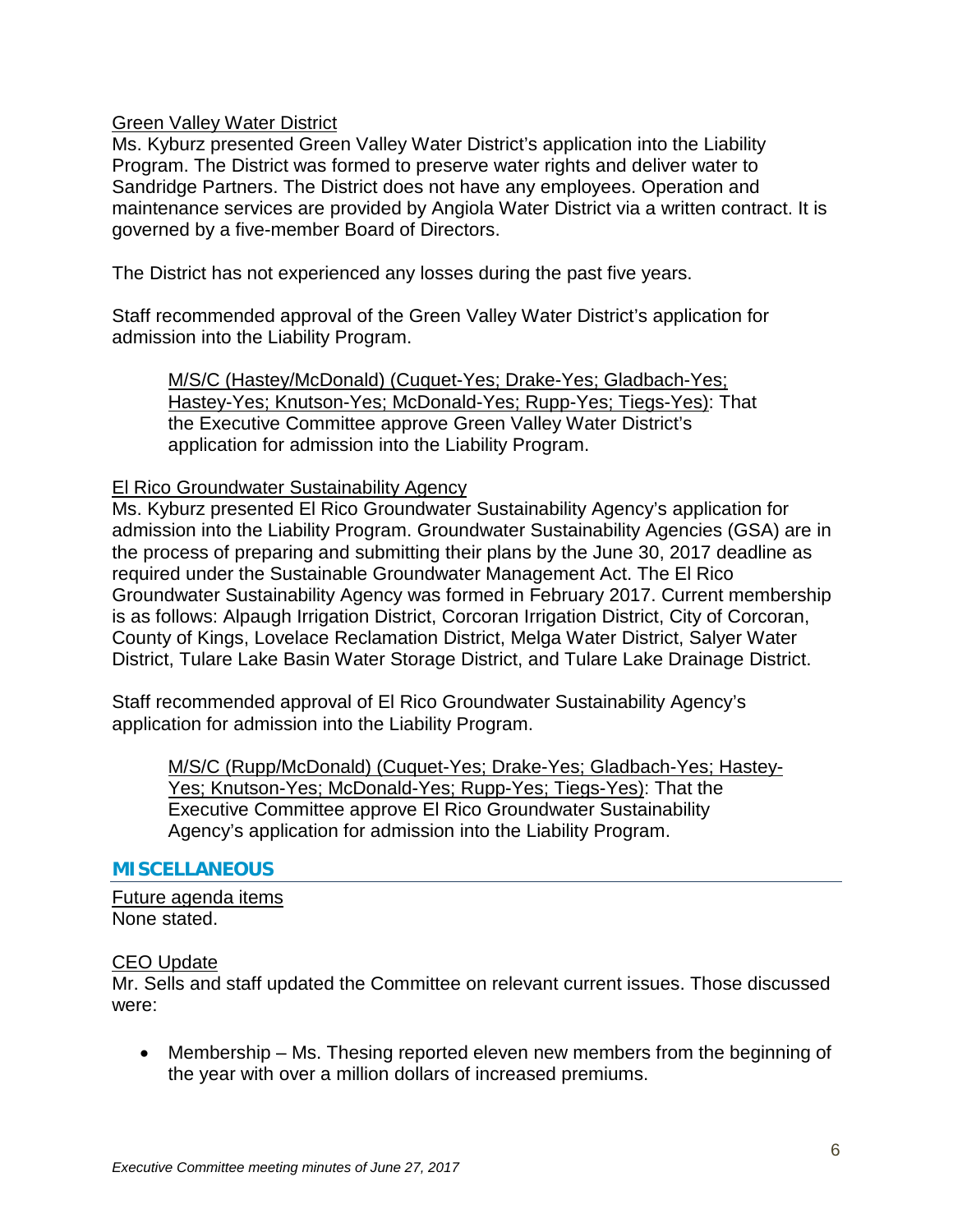Green Valley Water District

Ms. Kyburz presented Green Valley Water District's application into the Liability Program. The District was formed to preserve water rights and deliver water to Sandridge Partners. The District does not have any employees. Operation and maintenance services are provided by Angiola Water District via a written contract. It is governed by a five-member Board of Directors.

The District has not experienced any losses during the past five years.

Staff recommended approval of the Green Valley Water District's application for admission into the Liability Program.

> M/S/C (Hastey/McDonald) (Cuquet-Yes; Drake-Yes; Gladbach-Yes; Hastey-Yes; Knutson-Yes; McDonald-Yes; Rupp-Yes; Tiegs-Yes): That the Executive Committee approve Green Valley Water District's application for admission into the Liability Program.

El Rico Groundwater Sustainability Agency

Ms. Kyburz presented El Rico Groundwater Sustainability Agency's application for admission into the Liability Program. Groundwater Sustainability Agencies (GSA) are in the process of preparing and submitting their plans by the June 30, 2017 deadline as required under the Sustainable Groundwater Management Act. The El Rico Groundwater Sustainability Agency was formed in February 2017. Current membership is as follows: Alpaugh Irrigation District, Corcoran Irrigation District, City of Corcoran, County of Kings, Lovelace Reclamation District, Melga Water District, Salyer Water District, Tulare Lake Basin Water Storage District, and Tulare Lake Drainage District.

Staff recommended approval of El Rico Groundwater Sustainability Agency's application for admission into the Liability Program.

> M/S/C (Rupp/McDonald) (Cuquet-Yes; Drake-Yes; Gladbach-Yes; Hastey-Yes; Knutson-Yes; McDonald-Yes; Rupp-Yes; Tiegs-Yes): That the Executive Committee approve El Rico Groundwater Sustainability Agency's application for admission into the Liability Program.

## MISCELLANEOUS

Future agenda items

None stated.

CEO Update

Mr. Sells and staff updated the Committee on relevant current issues. Those discussed were:

- Membership – Ms. Thesing reported eleven new members from the beginning of the year with over a million dollars of increased premiums.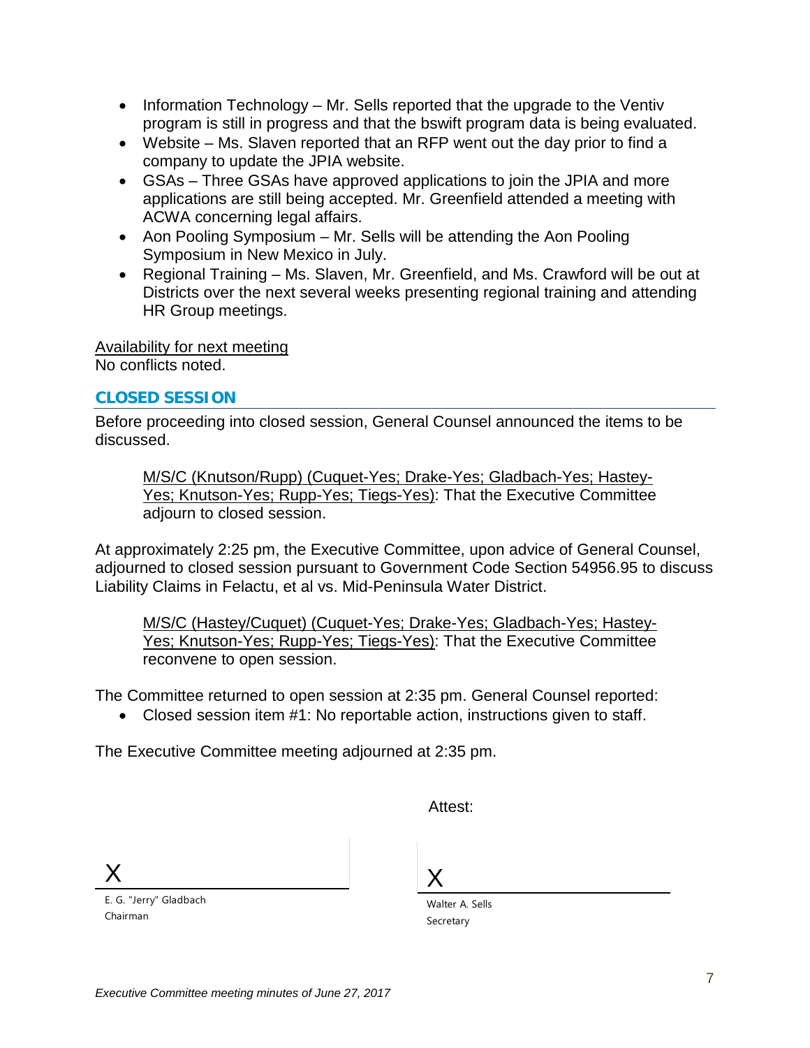- Information Technology – Mr. Sells reported that the upgrade to the Ventiv program is still in progress and that the bswift program data is being evaluated.
- Website – Ms. Slaven reported that an RFP went out the day prior to find a company to update the JPIA website.
- GSAs – Three GSAs have approved applications to join the JPIA and more applications are still being accepted. Mr. Greenfield attended a meeting with ACWA concerning legal affairs.
- Aon Pooling Symposium – Mr. Sells will be attending the Aon Pooling Symposium in New Mexico in July.
- Regional Training – Ms. Slaven, Mr. Greenfield, and Ms. Crawford will be out at Districts over the next several weeks presenting regional training and attending HR Group meetings.

Availability for next meeting
No conflicts noted.

## CLOSED SESSION

Before proceeding into closed session, General Counsel announced the items to be discussed.

> M/S/C (Knutson/Rupp) (Cuquet-Yes; Drake-Yes; Gladbach-Yes; Hastey-Yes; Knutson-Yes; Rupp-Yes; Tiegs-Yes): That the Executive Committee adjourn to closed session.

At approximately 2:25 pm, the Executive Committee, upon advice of General Counsel, adjourned to closed session pursuant to Government Code Section 54956.95 to discuss Liability Claims in Felactu, et al vs. Mid-Peninsula Water District.

> M/S/C (Hastey/Cuquet) (Cuquet-Yes; Drake-Yes; Gladbach-Yes; Hastey-Yes; Knutson-Yes; Rupp-Yes; Tiegs-Yes): That the Executive Committee reconvene to open session.

The Committee returned to open session at 2:35 pm. General Counsel reported:

- Closed session item #1: No reportable action, instructions given to staff.

The Executive Committee meeting adjourned at 2:35 pm.

Attest:

X
E. G. "Jerry" Gladbach
Chairman

X
Walter A. Sells
Secretary

*Executive Committee meeting minutes of June 27, 2017*